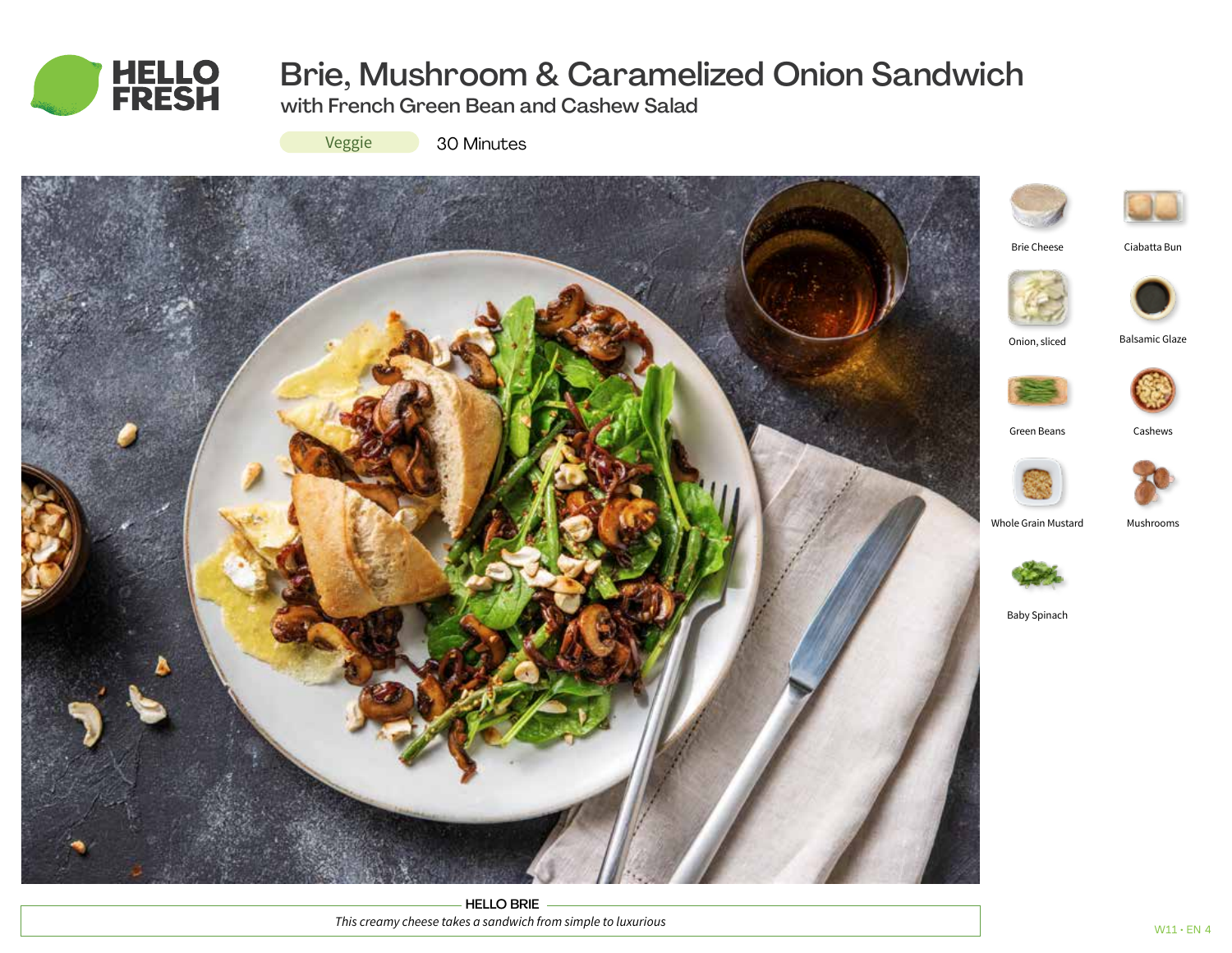# Brie, Mushroom & Caramelized Onion Sandwich

## with French Green Bean and Cashew Salad

Veggie

30 Minutes

Brie Cheese

Ciabatta Bun

Onion, sliced

Balsamic Glaze

Green Beans

Cashews

Whole Grain Mustard

Mushrooms

Baby Spinach

**HELLO BRIE**

*This creamy cheese takes a sandwich from simple to luxurious*

W11 • EN 4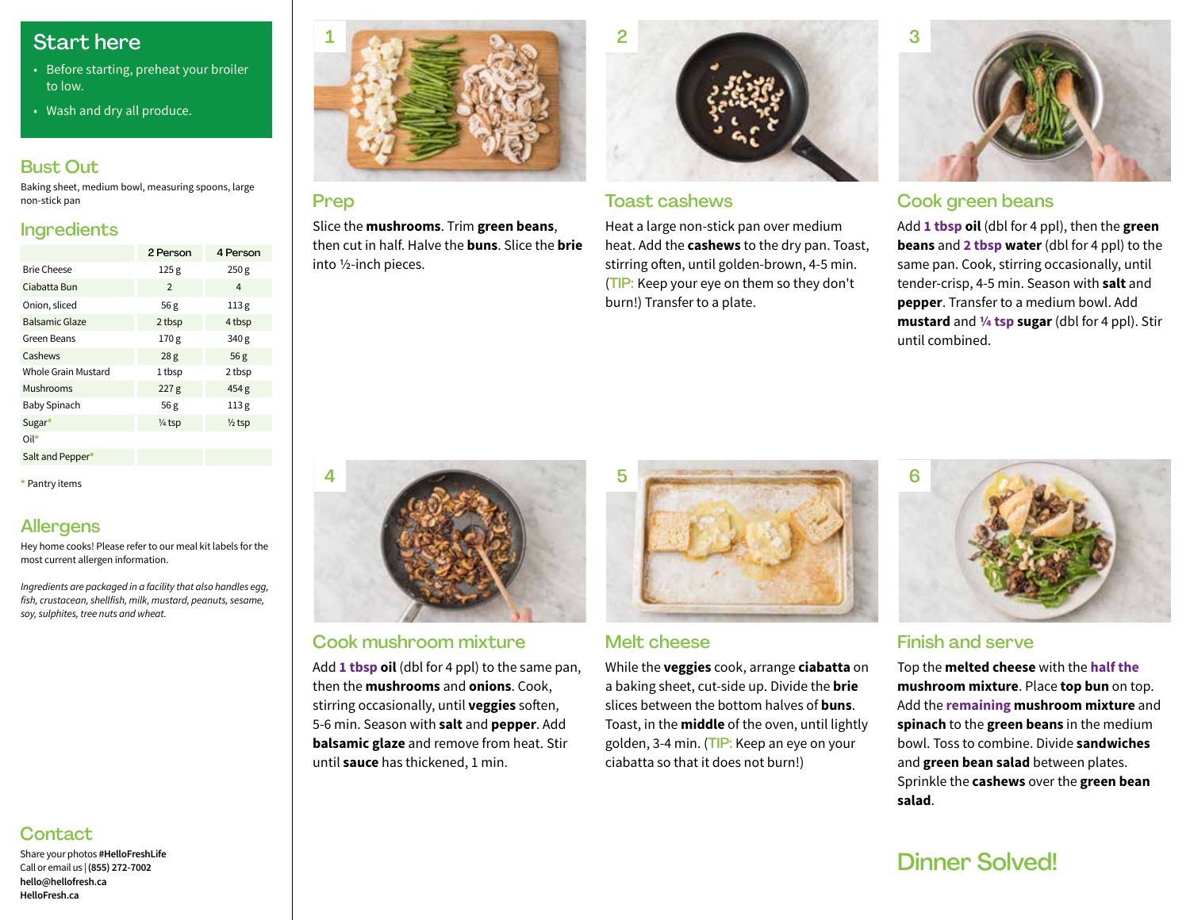## Start here

- Before starting, preheat your broiler to low.
- Wash and dry all produce.

## Bust Out

Baking sheet, medium bowl, measuring spoons, large non-stick pan

## Ingredients

| | 2 Person | 4 Person |
|---|---|---|
| Brie Cheese | 125 g | 250 g |
| Ciabatta Bun | 2 | 4 |
| Onion, sliced | 56 g | 113 g |
| Balsamic Glaze | 2 tbsp | 4 tbsp |
| Green Beans | 170 g | 340 g |
| Cashews | 28 g | 56 g |
| Whole Grain Mustard | 1 tbsp | 2 tbsp |
| Mushrooms | 227 g | 454 g |
| Baby Spinach | 56 g | 113 g |
| Sugar* | ¼ tsp | ½ tsp |
| Oil* | | |
| Salt and Pepper* | | |

\* Pantry items

## Allergens

Hey home cooks! Please refer to our meal kit labels for the most current allergen information.

*Ingredients are packaged in a facility that also handles egg, fish, crustacean, shellfish, milk, mustard, peanuts, sesame, soy, sulphites, tree nuts and wheat.*

## Contact

Share your photos **#HelloFreshLife**
Call or email us | **(855) 272-7002**
**hello@hellofresh.ca**
**HelloFresh.ca**

### 1 Prep

Slice the **mushrooms**. Trim **green beans**, then cut in half. Halve the **buns**. Slice the **brie** into ½-inch pieces.

### 2 Toast cashews

Heat a large non-stick pan over medium heat. Add the **cashews** to the dry pan. Toast, stirring often, until golden-brown, 4-5 min. (TIP: Keep your eye on them so they don't burn!) Transfer to a plate.

### 3 Cook green beans

Add **1 tbsp oil** (dbl for 4 ppl), then the **green beans** and **2 tbsp water** (dbl for 4 ppl) to the same pan. Cook, stirring occasionally, until tender-crisp, 4-5 min. Season with **salt** and **pepper**. Transfer to a medium bowl. Add **mustard** and **¼ tsp sugar** (dbl for 4 ppl). Stir until combined.

### 4 Cook mushroom mixture

Add **1 tbsp oil** (dbl for 4 ppl) to the same pan, then the **mushrooms** and **onions**. Cook, stirring occasionally, until **veggies** soften, 5-6 min. Season with **salt** and **pepper**. Add **balsamic glaze** and remove from heat. Stir until **sauce** has thickened, 1 min.

### 5 Melt cheese

While the **veggies** cook, arrange **ciabatta** on a baking sheet, cut-side up. Divide the **brie** slices between the bottom halves of **buns**. Toast, in the **middle** of the oven, until lightly golden, 3-4 min. (TIP: Keep an eye on your ciabatta so that it does not burn!)

### 6 Finish and serve

Top the **melted cheese** with the **half the mushroom mixture**. Place **top bun** on top. Add the **remaining mushroom mixture** and **spinach** to the **green beans** in the medium bowl. Toss to combine. Divide **sandwiches** and **green bean salad** between plates. Sprinkle the **cashews** over the **green bean salad**.

## Dinner Solved!